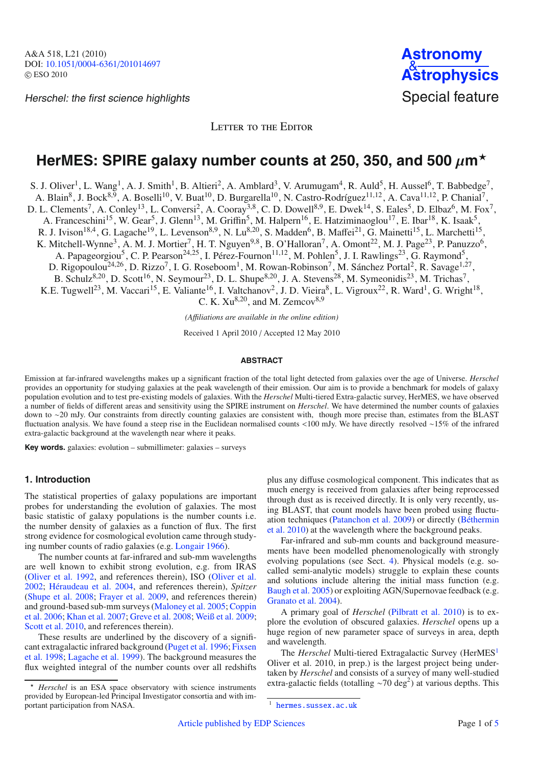Herschel: the first science highlights

Astronomy & Astrophysics Special feature

Letter to the Editor

# HerMES: SPIRE galaxy number counts at 250, 350, and 500 μm*

S. J. Oliver[1], L. Wang[1], A. J. Smith[1], B. Altieri[2], A. Amblard[3], V. Arumugam[4], R. Auld[5], H. Aussel[6], T. Babbedge[7], A. Blain[8], J. Bock[8,9], A. Boselli[10], V. Buat[10], D. Burgarella[10], N. Castro-Rodríguez[11,12], A. Cava[11,12], P. Chanial[7], D. L. Clements[7], A. Conley[13], L. Conversi[2], A. Cooray[3,8], C. D. Dowell[8,9], E. Dwek[14], S. Eales[5], D. Elbaz[6], M. Fox[7], A. Franceschini[15], W. Gear[5], J. Glenn[13], M. Griffin[5], M. Halpern[16], E. Hatziminaoglou[17], E. Ibar[18], K. Isaak[5], R. J. Ivison[18,4], G. Lagache[19], L. Levenson[8,9], N. Lu[8,20], S. Madden[6], B. Maffei[21], G. Mainetti[15], L. Marchetti[15], K. Mitchell-Wynne[3], A. M. J. Mortier[7], H. T. Nguyen[9,8], B. O'Halloran[7], A. Omont[22], M. J. Page[23], P. Panuzzo[6], A. Papageorgiou[5], C. P. Pearson[24,25], I. Pérez-Fournon[11,12], M. Pohlen[5], J. I. Rawlings[23], G. Raymond[5], D. Rigopoulou[24,26], D. Rizzo[7], I. G. Roseboom[1], M. Rowan-Robinson[7], M. Sánchez Portal[2], R. Savage[1,27], B. Schulz[8,20], D. Scott[16], N. Seymour[23], D. L. Shupe[8,20], J. A. Stevens[28], M. Symeonidis[23], M. Trichas[7], K.E. Tugwell[23], M. Vaccari[15], E. Valiante[15], I. Valtchanov[2], J. D. Vieira[8], L. Vigroux[22], R. Ward[1], G. Wright[18], C. K. Xu[8,20], and M. Zemcov[8,9]

*(Affiliations are available in the online edition)*

Received 1 April 2010 / Accepted 12 May 2010

## ABSTRACT

Emission at far-infrared wavelengths makes up a significant fraction of the total light detected from galaxies over the age of Universe. *Herschel* provides an opportunity for studying galaxies at the peak wavelength of their emission. Our aim is to provide a benchmark for models of galaxy population evolution and to test pre-existing models of galaxies. With the *Herschel* Multi-tiered Extra-galactic survey, HerMES, we have observed a number of fields of different areas and sensitivity using the SPIRE instrument on *Herschel*. We have determined the number counts of galaxies down to ~20 mJy. Our constraints from directly counting galaxies are consistent with, though more precise than, estimates from the BLAST fluctuation analysis. We have found a steep rise in the Euclidean normalised counts <100 mJy. We have directly resolved ~15% of the infrared extra-galactic background at the wavelength near where it peaks.

**Key words.** galaxies: evolution – submillimeter: galaxies – surveys

## 1. Introduction

The statistical properties of galaxy populations are important probes for understanding the evolution of galaxies. The most basic statistic of galaxy populations is the number counts i.e. the number density of galaxies as a function of flux. The first strong evidence for cosmological evolution came through studying number counts of radio galaxies (e.g. Longair 1966).

The number counts at far-infrared and sub-mm wavelengths are well known to exhibit strong evolution, e.g. from IRAS (Oliver et al. 1992, and references therein), ISO (Oliver et al. 2002; Héraudeau et al. 2004, and references therein), *Spitzer* (Shupe et al. 2008; Frayer et al. 2009, and references therein) and ground-based sub-mm surveys (Maloney et al. 2005; Coppin et al. 2006; Khan et al. 2007; Greve et al. 2008; Weiß et al. 2009; Scott et al. 2010, and references therein).

These results are underlined by the discovery of a significant extragalactic infrared background (Puget et al. 1996; Fixsen et al. 1998; Lagache et al. 1999). The background measures the flux weighted integral of the number counts over all redshifts plus any diffuse cosmological component. This indicates that as much energy is received from galaxies after being reprocessed through dust as is received directly. It is only very recently, using BLAST, that count models have been probed using fluctuation techniques (Patanchon et al. 2009) or directly (Béthermin et al. 2010) at the wavelength where the background peaks.

Far-infrared and sub-mm counts and background measurements have been modelled phenomenologically with strongly evolving populations (see Sect. 4). Physical models (e.g. so-called semi-analytic models) struggle to explain these counts and solutions include altering the initial mass function (e.g. Baugh et al. 2005) or exploiting AGN/Supernovae feedback (e.g. Granato et al. 2004).

A primary goal of *Herschel* (Pilbratt et al. 2010) is to explore the evolution of obscured galaxies. *Herschel* opens up a huge region of new parameter space of surveys in area, depth and wavelength.

The *Herschel* Multi-tiered Extragalactic Survey (HerMES[1] Oliver et al. 2010, in prep.) is the largest project being undertaken by *Herschel* and consists of a survey of many well-studied extra-galactic fields (totalling ~70 deg$^2$) at various depths. This

---

* *Herschel* is an ESA space observatory with science instruments provided by European-led Principal Investigator consortia and with important participation from NASA.

[1] hermes.sussex.ac.uk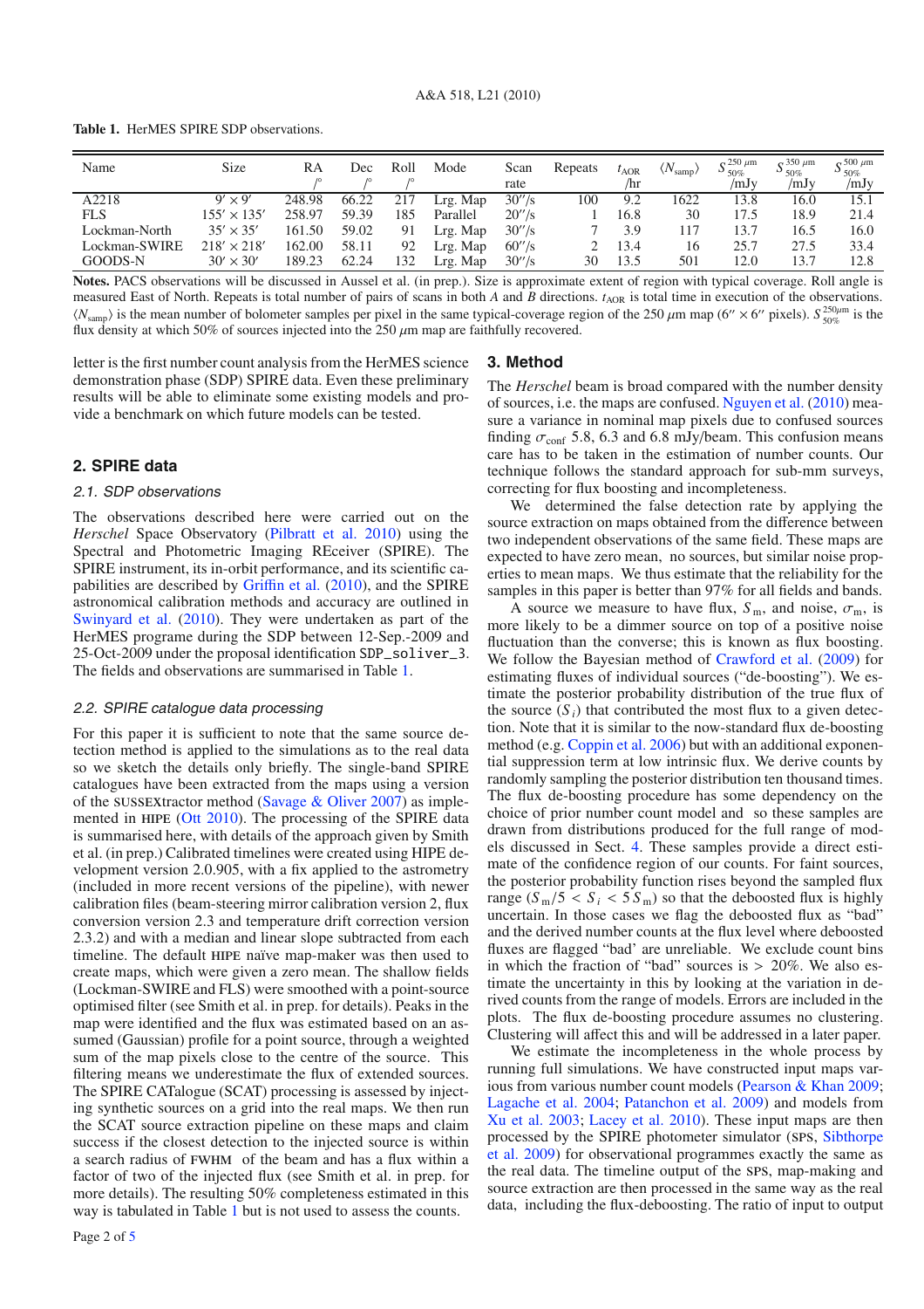**Table 1.** HerMES SPIRE SDP observations.

| Name | Size | RA /° | Dec /° | Roll /° | Mode | Scan rate | Repeats | $t_{\rm AOR}$ /hr | $\langle N_{\rm samp}\rangle$ | $S^{250\,\mu{\rm m}}_{50\%}$ /mJy | $S^{350\,\mu{\rm m}}_{50\%}$ /mJy | $S^{500\,\mu{\rm m}}_{50\%}$ /mJy |
|---|---|---|---|---|---|---|---|---|---|---|---|---|
| A2218 | $9' \times 9'$ | 248.98 | 66.22 | 217 | Lrg. Map | $30''$/s | 100 | 9.2 | 1622 | 13.8 | 16.0 | 15.1 |
| FLS | $155' \times 135'$ | 258.97 | 59.39 | 185 | Parallel | $20''$/s | 1 | 16.8 | 30 | 17.5 | 18.9 | 21.4 |
| Lockman-North | $35' \times 35'$ | 161.50 | 59.02 | 91 | Lrg. Map | $30''$/s | 7 | 3.9 | 117 | 13.7 | 16.5 | 16.0 |
| Lockman-SWIRE | $218' \times 218'$ | 162.00 | 58.11 | 92 | Lrg. Map | $60''$/s | 2 | 13.4 | 16 | 25.7 | 27.5 | 33.4 |
| GOODS-N | $30' \times 30'$ | 189.23 | 62.24 | 132 | Lrg. Map | $30''$/s | 30 | 13.5 | 501 | 12.0 | 13.7 | 12.8 |

**Notes.** PACS observations will be discussed in Aussel et al. (in prep.). Size is approximate extent of region with typical coverage. Roll angle is measured East of North. Repeats is total number of pairs of scans in both *A* and *B* directions. $t_{\rm AOR}$ is total time in execution of the observations. $\langle N_{\rm samp}\rangle$ is the mean number of bolometer samples per pixel in the same typical-coverage region of the 250 $\mu$m map ($6'' \times 6''$ pixels). $S^{250\mu{\rm m}}_{50\%}$ is the flux density at which 50% of sources injected into the 250 $\mu$m map are faithfully recovered.

letter is the first number count analysis from the HerMES science demonstration phase (SDP) SPIRE data. Even these preliminary results will be able to eliminate some existing models and provide a benchmark on which future models can be tested.

## 2. SPIRE data

### 2.1. SDP observations

The observations described here were carried out on the *Herschel* Space Observatory (Pilbratt et al. 2010) using the Spectral and Photometric Imaging REceiver (SPIRE). The SPIRE instrument, its in-orbit performance, and its scientific capabilities are described by Griffin et al. (2010), and the SPIRE astronomical calibration methods and accuracy are outlined in Swinyard et al. (2010). They were undertaken as part of the HerMES programe during the SDP between 12-Sep.-2009 and 25-Oct-2009 under the proposal identification SDP_soliver_3. The fields and observations are summarised in Table 1.

### 2.2. SPIRE catalogue data processing

For this paper it is sufficient to note that the same source detection method is applied to the simulations as to the real data so we sketch the details only briefly. The single-band SPIRE catalogues have been extracted from the maps using a version of the SUSSEXtractor method (Savage & Oliver 2007) as implemented in HIPE (Ott 2010). The processing of the SPIRE data is summarised here, with details of the approach given by Smith et al. (in prep.) Calibrated timelines were created using HIPE development version 2.0.905, with a fix applied to the astrometry (included in more recent versions of the pipeline), with newer calibration files (beam-steering mirror calibration version 2, flux conversion version 2.3 and temperature drift correction version 2.3.2) and with a median and linear slope subtracted from each timeline. The default HIPE naïve map-maker was then used to create maps, which were given a zero mean. The shallow fields (Lockman-SWIRE and FLS) were smoothed with a point-source optimised filter (see Smith et al. in prep. for details). Peaks in the map were identified and the flux was estimated based on an assumed (Gaussian) profile for a point source, through a weighted sum of the map pixels close to the centre of the source. This filtering means we underestimate the flux of extended sources. The SPIRE CATalogue (SCAT) processing is assessed by injecting synthetic sources on a grid into the real maps. We then run the SCAT source extraction pipeline on these maps and claim success if the closest detection to the injected source is within a search radius of FWHM of the beam and has a flux within a factor of two of the injected flux (see Smith et al. in prep. for more details). The resulting 50% completeness estimated in this way is tabulated in Table 1 but is not used to assess the counts.

## 3. Method

The *Herschel* beam is broad compared with the number density of sources, i.e. the maps are confused. Nguyen et al. (2010) measure a variance in nominal map pixels due to confused sources finding $\sigma_{\rm conf}$ 5.8, 6.3 and 6.8 mJy/beam. This confusion means care has to be taken in the estimation of number counts. Our technique follows the standard approach for sub-mm surveys, correcting for flux boosting and incompleteness.

We determined the false detection rate by applying the source extraction on maps obtained from the difference between two independent observations of the same field. These maps are expected to have zero mean, no sources, but similar noise properties to mean maps. We thus estimate that the reliability for the samples in this paper is better than 97% for all fields and bands.

A source we measure to have flux, $S_{\rm m}$, and noise, $\sigma_{\rm m}$, is more likely to be a dimmer source on top of a positive noise fluctuation than the converse; this is known as flux boosting. We follow the Bayesian method of Crawford et al. (2009) for estimating fluxes of individual sources ("de-boosting"). We estimate the posterior probability distribution of the true flux of the source ($S_i$) that contributed the most flux to a given detection. Note that it is similar to the now-standard flux de-boosting method (e.g. Coppin et al. 2006) but with an additional exponential suppression term at low intrinsic flux. We derive counts by randomly sampling the posterior distribution ten thousand times. The flux de-boosting procedure has some dependency on the choice of prior number count model and so these samples are drawn from distributions produced for the full range of models discussed in Sect. 4. These samples provide a direct estimate of the confidence region of our counts. For faint sources, the posterior probability function rises beyond the sampled flux range ($S_{\rm m}/5 < S_i < 5\,S_{\rm m}$) so that the deboosted flux is highly uncertain. In those cases we flag the deboosted flux as "bad" and the derived number counts at the flux level where deboosted fluxes are flagged "bad" are unreliable. We exclude count bins in which the fraction of "bad" sources is > 20%. We also estimate the uncertainty in this by looking at the variation in derived counts from the range of models. Errors are included in the plots. The flux de-boosting procedure assumes no clustering. Clustering will affect this and will be addressed in a later paper.

We estimate the incompleteness in the whole process by running full simulations. We have constructed input maps various from various number count models (Pearson & Khan 2009; Lagache et al. 2004; Patanchon et al. 2009) and models from Xu et al. 2003; Lacey et al. 2010). These input maps are then processed by the SPIRE photometer simulator (SPS, Sibthorpe et al. 2009) for observational programmes exactly the same as the real data. The timeline output of the SPS, map-making and source extraction are then processed in the same way as the real data, including the flux-deboosting. The ratio of input to output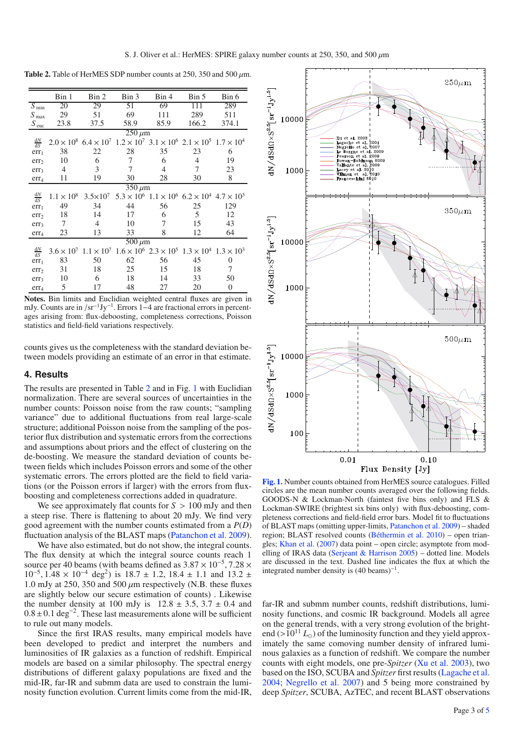**Table 2.** Table of HerMES SDP number counts at 250, 350 and 500 $\mu$m.

| | Bin 1 | Bin 2 | Bin 3 | Bin 4 | Bin 5 | Bin 6 |
|---|---|---|---|---|---|---|
| $S_{\rm min}$ | 20 | 29 | 51 | 69 | 111 | 289 |
| $S_{\rm max}$ | 29 | 51 | 69 | 111 | 289 | 511 |
| $S_{\rm euc}$ | 23.8 | 37.5 | 58.9 | 85.9 | 166.2 | 374.1 |
| 250 $\mu$m | | | | | | |
| $\frac{dN}{dS}$ | $2.0 \times 10^8$ | $6.4 \times 10^7$ | $1.2 \times 10^7$ | $3.1 \times 10^6$ | $2.1 \times 10^5$ | $1.7 \times 10^4$ |
| err$_1$ | 38 | 22 | 28 | 35 | 23 | 6 |
| err$_2$ | 10 | 6 | 7 | 6 | 4 | 19 |
| err$_3$ | 4 | 3 | 7 | 4 | 7 | 23 |
| err$_4$ | 11 | 19 | 30 | 28 | 30 | 8 |
| 350 $\mu$m | | | | | | |
| $\frac{dN}{dS}$ | $1.1 \times 10^8$ | $3.5 \times 10^7$ | $5.3 \times 10^6$ | $1.1 \times 10^6$ | $6.2 \times 10^4$ | $4.7 \times 10^3$ |
| err$_1$ | 49 | 34 | 44 | 56 | 25 | 129 |
| err$_2$ | 18 | 14 | 17 | 6 | 5 | 12 |
| err$_3$ | 7 | 4 | 10 | 7 | 15 | 43 |
| err$_4$ | 23 | 13 | 33 | 8 | 12 | 64 |
| 500 $\mu$m | | | | | | |
| $\frac{dN}{dS}$ | $3.6 \times 10^7$ | $1.1 \times 10^7$ | $1.6 \times 10^6$ | $2.3 \times 10^5$ | $1.3 \times 10^4$ | $1.3 \times 10^3$ |
| err$_1$ | 83 | 50 | 62 | 56 | 45 | 0 |
| err$_2$ | 31 | 18 | 25 | 15 | 18 | 7 |
| err$_3$ | 10 | 6 | 18 | 14 | 33 | 50 |
| err$_4$ | 5 | 17 | 48 | 27 | 20 | 0 |

**Notes.** Bin limits and Euclidian weighted central fluxes are given in mJy. Counts are in /sr$^{-1}$Jy$^{-1}$. Errors 1−4 are fractional errors in percentages arising from: flux-deboosting, completeness corrections, Poisson statistics and field-field variations respectively.

counts gives us the completeness with the standard deviation between models providing an estimate of an error in that estimate.

## 4. Results

The results are presented in Table 2 and in Fig. 1 with Euclidian normalization. There are several sources of uncertainties in the number counts: Poisson noise from the raw counts; "sampling variance" due to additional fluctuations from real large-scale structure; additional Poisson noise from the sampling of the posterior flux distribution and systematic errors from the corrections and assumptions about priors and the effect of clustering on the de-boosting. We measure the standard deviation of counts between fields which includes Poisson errors and some of the other systematic errors. The errors plotted are the field to field variations (or the Poisson errors if larger) with the errors from flux-boosting and completeness corrections added in quadrature.

We see approximately flat counts for $S > 100$ mJy and then a steep rise. There is flattening to about 20 mJy. We find very good agreement with the number counts estimated from a $P(D)$ fluctuation analysis of the BLAST maps (Patanchon et al. 2009).

We have also estimated, but do not show, the integral counts. The flux density at which the integral source counts reach 1 source per 40 beams (with beams defined as $3.87 \times 10^{-5}, 7.28 \times 10^{-5}, 1.48 \times 10^{-4}$ deg$^2$) is $18.7 \pm 1.2$, $18.4 \pm 1.1$ and $13.2 \pm 1.0$ mJy at 250, 350 and 500 $\mu$m respectively (N.B. these fluxes are slightly below our secure estimation of counts) . Likewise the number density at 100 mJy is $12.8 \pm 3.5$, $3.7 \pm 0.4$ and $0.8 \pm 0.1$ deg$^{-2}$. These last measurements alone will be sufficient to rule out many models.

Since the first IRAS results, many empirical models have been developed to predict and interpret the numbers and luminosities of IR galaxies as a function of redshift. Empirical models are based on a similar philosophy. The spectral energy distributions of different galaxy populations are fixed and the mid-IR, far-IR and submm data are used to constrain the luminosity function evolution. Current limits come from the mid-IR, far-IR and submm number counts, redshift distributions, luminosity functions, and cosmic IR background. Models all agree on the general trends, with a very strong evolution of the bright-end ($>10^{11}$ $L_\odot$) of the luminosity function and they yield approximately the same comoving number density of infrared luminous galaxies as a function of redshift. We compare the number counts with eight models, one pre-*Spitzer* (Xu et al. 2003), two based on the ISO, SCUBA and *Spitzer* first results (Lagache et al. 2004; Negrello et al. 2007) and 5 being more constrained by deep *Spitzer*, SCUBA, AzTEC, and recent BLAST observations

**Fig. 1.** Number counts obtained from HerMES source catalogues. Filled circles are the mean number counts averaged over the following fields. GOODS-N & Lockman-North (faintest five bins only) and FLS & Lockman-SWIRE (brightest six bins only) with flux-deboosting, completeness corrections and field-field error bars. Model fit to fluctuations of BLAST maps (omitting upper-limits, Patanchon et al. 2009) – shaded region; BLAST resolved counts (Béthermin et al. 2010) – open triangles; Khan et al. (2007) data point – open circle; asymptote from modelling of IRAS data (Serjeant & Harrison 2005) – dotted line. Models are discussed in the text. Dashed line indicates the flux at which the integrated number density is (40 beams)$^{-1}$.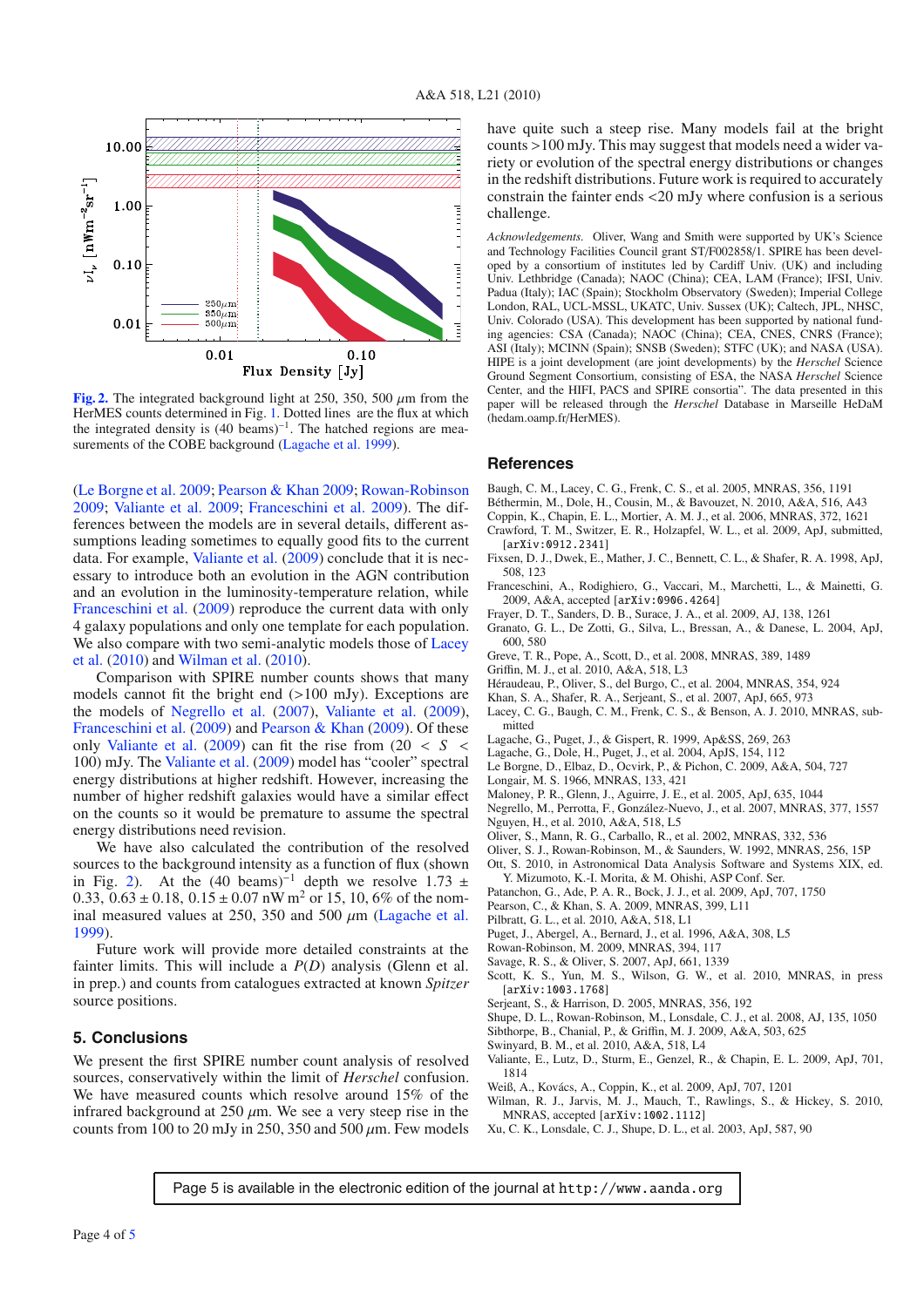Fig. 2. The integrated background light at 250, 350, 500 $\mu$m from the HerMES counts determined in Fig. 1. Dotted lines are the flux at which the integrated density is (40 beams)$^{-1}$. The hatched regions are measurements of the COBE background (Lagache et al. 1999).

(Le Borgne et al. 2009; Pearson & Khan 2009; Rowan-Robinson 2009; Valiante et al. 2009; Franceschini et al. 2009). The differences between the models are in several details, different assumptions leading sometimes to equally good fits to the current data. For example, Valiante et al. (2009) conclude that it is necessary to introduce both an evolution in the AGN contribution and an evolution in the luminosity-temperature relation, while Franceschini et al. (2009) reproduce the current data with only 4 galaxy populations and only one template for each population. We also compare with two semi-analytic models those of Lacey et al. (2010) and Wilman et al. (2010).

Comparison with SPIRE number counts shows that many models cannot fit the bright end (>100 mJy). Exceptions are the models of Negrello et al. (2007), Valiante et al. (2009), Franceschini et al. (2009) and Pearson & Khan (2009). Of these only Valiante et al. (2009) can fit the rise from ($20 < S < 100$) mJy. The Valiante et al. (2009) model has "cooler" spectral energy distributions at higher redshift. However, increasing the number of higher redshift galaxies would have a similar effect on the counts so it would be premature to assume the spectral energy distributions need revision.

We have also calculated the contribution of the resolved sources to the background intensity as a function of flux (shown in Fig. 2). At the (40 beams)$^{-1}$ depth we resolve $1.73 \pm 0.33$, $0.63 \pm 0.18$, $0.15 \pm 0.07$ nW m$^2$ or 15, 10, 6% of the nominal measured values at 250, 350 and 500 $\mu$m (Lagache et al. 1999).

Future work will provide more detailed constraints at the fainter limits. This will include a $P(D)$ analysis (Glenn et al. in prep.) and counts from catalogues extracted at known *Spitzer* source positions.

## 5. Conclusions

We present the first SPIRE number count analysis of resolved sources, conservatively within the limit of *Herschel* confusion. We have measured counts which resolve around 15% of the infrared background at 250 $\mu$m. We see a very steep rise in the counts from 100 to 20 mJy in 250, 350 and 500 $\mu$m. Few models have quite such a steep rise. Many models fail at the bright counts >100 mJy. This may suggest that models need a wider variety or evolution of the spectral energy distributions or changes in the redshift distributions. Future work is required to accurately constrain the fainter ends <20 mJy where confusion is a serious challenge.

*Acknowledgements.* Oliver, Wang and Smith were supported by UK's Science and Technology Facilities Council grant ST/F002858/1. SPIRE has been developed by a consortium of institutes led by Cardiff Univ. (UK) and including Univ. Lethbridge (Canada); NAOC (China); CEA, LAM (France); IFSI, Univ. Padua (Italy); IAC (Spain); Stockholm Observatory (Sweden); Imperial College London, RAL, UCL-MSSL, UKATC, Univ. Sussex (UK); Caltech, JPL, NHSC, Univ. Colorado (USA). This development has been supported by national funding agencies: CSA (Canada); NAOC (China); CEA, CNES, CNRS (France); ASI (Italy); MCINN (Spain); SNSB (Sweden); STFC (UK); and NASA (USA). HIPE is a joint development (are joint developments) by the *Herschel* Science Ground Segment Consortium, consisting of ESA, the NASA *Herschel* Science Center, and the HIFI, PACS and SPIRE consortia". The data presented in this paper will be released through the *Herschel* Database in Marseille HeDaM (hedam.oamp.fr/HerMES).

## References

Baugh, C. M., Lacey, C. G., Frenk, C. S., et al. 2005, MNRAS, 356, 1191
Béthermin, M., Dole, H., Cousin, M., & Bavouzet, N. 2010, A&A, 516, A43
Coppin, K., Chapin, E. L., Mortier, A. M. J., et al. 2006, MNRAS, 372, 1621
Crawford, T. M., Switzer, E. R., Holzapfel, W. L., et al. 2009, ApJ, submitted, [arXiv:0912.2341]
Fixsen, D. J., Dwek, E., Mather, J. C., Bennett, C. L., & Shafer, R. A. 1998, ApJ, 508, 123
Franceschini, A., Rodighiero, G., Vaccari, M., Marchetti, L., & Mainetti, G. 2009, A&A, accepted [arXiv:0906.4264]
Frayer, D. T., Sanders, D. B., Surace, J. A., et al. 2009, AJ, 138, 1261
Granato, G. L., De Zotti, G., Silva, L., Bressan, A., & Danese, L. 2004, ApJ, 600, 580
Greve, T. R., Pope, A., Scott, D., et al. 2008, MNRAS, 389, 1489
Griffin, M. J., et al. 2010, A&A, 518, L3
Héraudeau, P., Oliver, S., del Burgo, C., et al. 2004, MNRAS, 354, 924
Khan, S. A., Shafer, R. A., Serjeant, S., et al. 2007, ApJ, 665, 973
Lacey, C. G., Baugh, C. M., Frenk, C. S., & Benson, A. J. 2010, MNRAS, submitted
Lagache, G., Puget, J., & Gispert, R. 1999, Ap&SS, 269, 263
Lagache, G., Dole, H., Puget, J., et al. 2004, ApJS, 154, 112
Le Borgne, D., Elbaz, D., Ocvirk, P., & Pichon, C. 2009, A&A, 504, 727
Longair, M. S. 1966, MNRAS, 133, 421
Maloney, P. R., Glenn, J., Aguirre, J. E., et al. 2005, ApJ, 635, 1044
Negrello, M., Perrotta, F., González-Nuevo, J., et al. 2007, MNRAS, 377, 1557
Nguyen, H., et al. 2010, A&A, 518, L5
Oliver, S., Mann, R. G., Carballo, R., et al. 2002, MNRAS, 332, 536
Oliver, S. J., Rowan-Robinson, M., & Saunders, W. 1992, MNRAS, 256, 15P
Ott, S. 2010, in Astronomical Data Analysis Software and Systems XIX, ed. Y. Mizumoto, K.-I. Morita, & M. Ohishi, ASP Conf. Ser.
Patanchon, G., Ade, P. A. R., Bock, J. J., et al. 2009, ApJ, 707, 1750
Pearson, C., & Khan, S. 2009, MNRAS, 399, L11
Pilbratt, G. L., et al. 2010, A&A, 518, L1
Puget, J., Abergel, A., Bernard, J., et al. 1996, A&A, 308, L5
Rowan-Robinson, M. 2009, MNRAS, 394, 117
Savage, R. S., & Oliver, S. 2007, ApJ, 661, 1339
Scott, K. S., Yun, M. S., Wilson, G. W., et al. 2010, MNRAS, in press [arXiv:1003.1768]
Serjeant, S., & Harrison, D. 2005, MNRAS, 356, 192
Shupe, D. L., Rowan-Robinson, M., Lonsdale, C. J., et al. 2008, AJ, 135, 1050
Sibthorpe, B., Chanial, P., & Griffin, M. J. 2009, A&A, 503, 625
Swinyard, B. M., et al. 2010, A&A, 518, L4
Valiante, E., Lutz, D., Sturm, E., Genzel, R., & Chapin, E. L. 2009, ApJ, 701, 1814
Weiß, A., Kovács, A., Coppin, K., et al. 2009, ApJ, 707, 1201
Wilman, R. J., Jarvis, M. J., Mauch, T., Rawlings, S., & Hickey, S. 2010, MNRAS, accepted [arXiv:1002.1112]
Xu, C. K., Lonsdale, C. J., Shupe, D. L., et al. 2003, ApJ, 587, 90

Page 5 is available in the electronic edition of the journal at http://www.aanda.org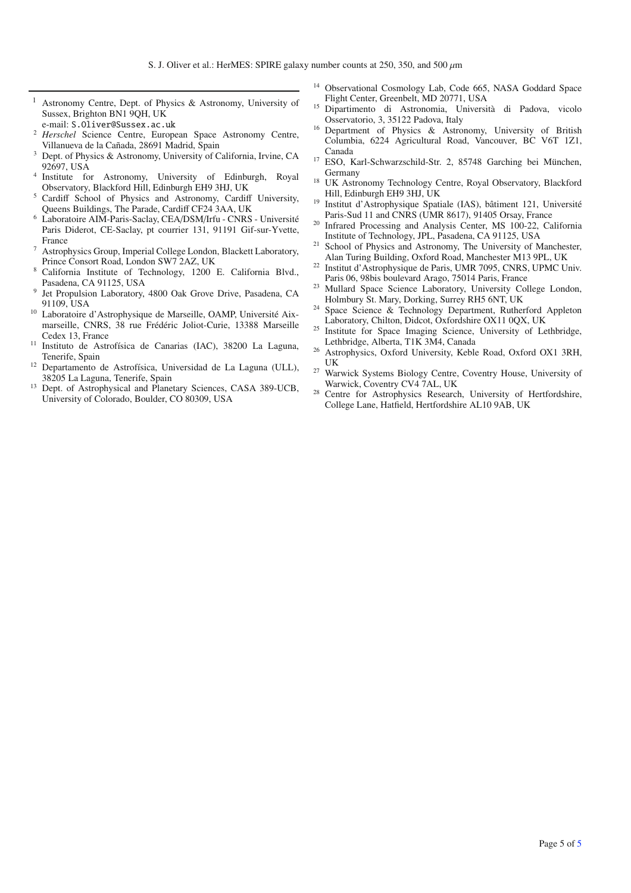[1] Astronomy Centre, Dept. of Physics & Astronomy, University of Sussex, Brighton BN1 9QH, UK  
e-mail: S.Oliver@Sussex.ac.uk

[2] *Herschel* Science Centre, European Space Astronomy Centre, Villanueva de la Cañada, 28691 Madrid, Spain

[3] Dept. of Physics & Astronomy, University of California, Irvine, CA 92697, USA

[4] Institute for Astronomy, University of Edinburgh, Royal Observatory, Blackford Hill, Edinburgh EH9 3HJ, UK

[5] Cardiff School of Physics and Astronomy, Cardiff University, Queens Buildings, The Parade, Cardiff CF24 3AA, UK

[6] Laboratoire AIM-Paris-Saclay, CEA/DSM/Irfu - CNRS - Université Paris Diderot, CE-Saclay, pt courrier 131, 91191 Gif-sur-Yvette, France

[7] Astrophysics Group, Imperial College London, Blackett Laboratory, Prince Consort Road, London SW7 2AZ, UK

[8] California Institute of Technology, 1200 E. California Blvd., Pasadena, CA 91125, USA

[9] Jet Propulsion Laboratory, 4800 Oak Grove Drive, Pasadena, CA 91109, USA

[10] Laboratoire d'Astrophysique de Marseille, OAMP, Université Aix-marseille, CNRS, 38 rue Frédéric Joliot-Curie, 13388 Marseille Cedex 13, France

[11] Instituto de Astrofísica de Canarias (IAC), 38200 La Laguna, Tenerife, Spain

[12] Departamento de Astrofísica, Universidad de La Laguna (ULL), 38205 La Laguna, Tenerife, Spain

[13] Dept. of Astrophysical and Planetary Sciences, CASA 389-UCB, University of Colorado, Boulder, CO 80309, USA

[14] Observational Cosmology Lab, Code 665, NASA Goddard Space Flight Center, Greenbelt, MD 20771, USA

[15] Dipartimento di Astronomia, Università di Padova, vicolo Osservatorio, 3, 35122 Padova, Italy

[16] Department of Physics & Astronomy, University of British Columbia, 6224 Agricultural Road, Vancouver, BC V6T 1Z1, Canada

[17] ESO, Karl-Schwarzschild-Str. 2, 85748 Garching bei München, Germany

[18] UK Astronomy Technology Centre, Royal Observatory, Blackford Hill, Edinburgh EH9 3HJ, UK

[19] Institut d'Astrophysique Spatiale (IAS), bâtiment 121, Université Paris-Sud 11 and CNRS (UMR 8617), 91405 Orsay, France

[20] Infrared Processing and Analysis Center, MS 100-22, California Institute of Technology, JPL, Pasadena, CA 91125, USA

[21] School of Physics and Astronomy, The University of Manchester, Alan Turing Building, Oxford Road, Manchester M13 9PL, UK

[22] Institut d'Astrophysique de Paris, UMR 7095, CNRS, UPMC Univ. Paris 06, 98bis boulevard Arago, 75014 Paris, France

[23] Mullard Space Science Laboratory, University College London, Holmbury St. Mary, Dorking, Surrey RH5 6NT, UK

[24] Space Science & Technology Department, Rutherford Appleton Laboratory, Chilton, Didcot, Oxfordshire OX11 0QX, UK

[25] Institute for Space Imaging Science, University of Lethbridge, Lethbridge, Alberta, T1K 3M4, Canada

[26] Astrophysics, Oxford University, Keble Road, Oxford OX1 3RH, UK

[27] Warwick Systems Biology Centre, Coventry House, University of Warwick, Coventry CV4 7AL, UK

[28] Centre for Astrophysics Research, University of Hertfordshire, College Lane, Hatfield, Hertfordshire AL10 9AB, UK